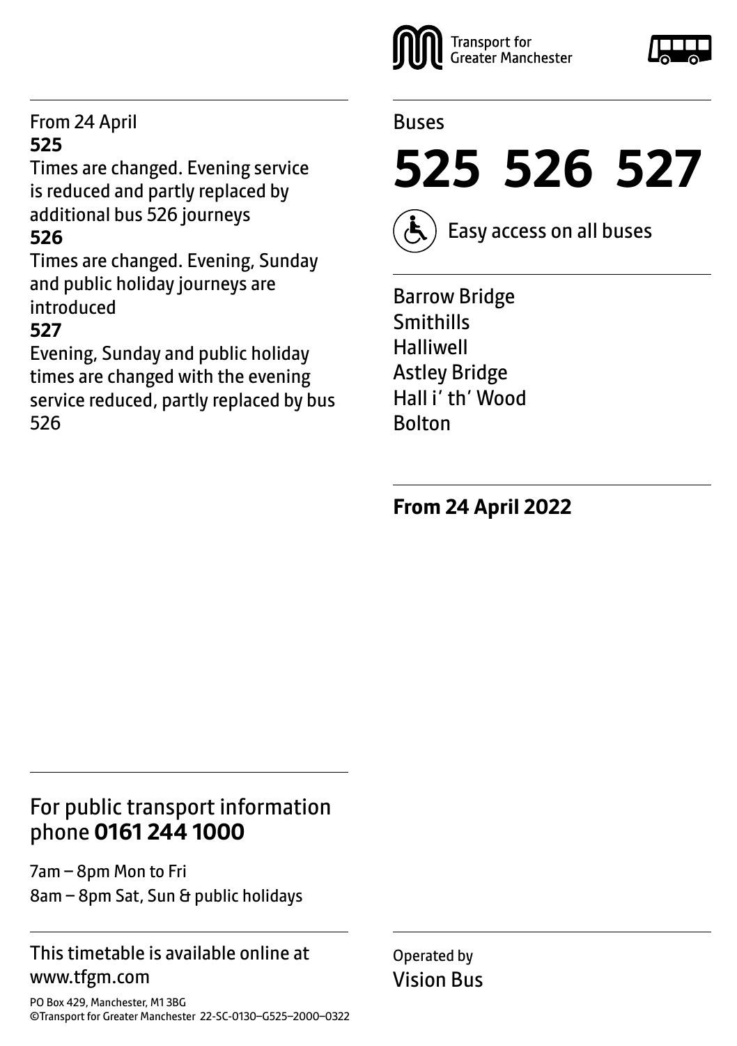Transport for Greater Manchester

Buses

# 525 526 527

Easy access on all buses

Barrow Bridge
Smithills
Halliwell
Astley Bridge
Hall i' th' Wood
Bolton

**From 24 April 2022**

From 24 April

**525**

Times are changed. Evening service is reduced and partly replaced by additional bus 526 journeys

**526**

Times are changed. Evening, Sunday and public holiday journeys are introduced

**527**

Evening, Sunday and public holiday times are changed with the evening service reduced, partly replaced by bus 526

For public transport information phone **0161 244 1000**

7am – 8pm Mon to Fri
8am – 8pm Sat, Sun & public holidays

This timetable is available online at www.tfgm.com

Operated by
Vision Bus

PO Box 429, Manchester, M1 3BG
©Transport for Greater Manchester 22-SC-0130–G525–2000–0322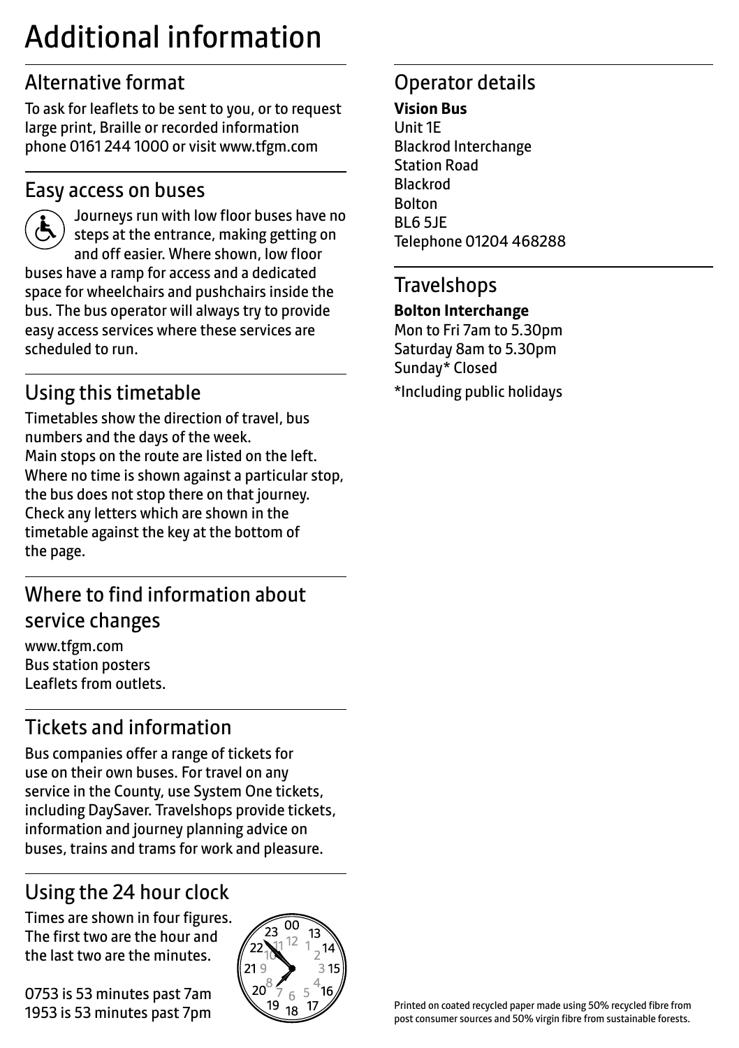# Additional information

## Alternative format

To ask for leaflets to be sent to you, or to request large print, Braille or recorded information phone 0161 244 1000 or visit www.tfgm.com

## Easy access on buses

Journeys run with low floor buses have no steps at the entrance, making getting on and off easier. Where shown, low floor buses have a ramp for access and a dedicated space for wheelchairs and pushchairs inside the bus. The bus operator will always try to provide easy access services where these services are scheduled to run.

## Using this timetable

Timetables show the direction of travel, bus numbers and the days of the week.
Main stops on the route are listed on the left. Where no time is shown against a particular stop, the bus does not stop there on that journey. Check any letters which are shown in the timetable against the key at the bottom of the page.

## Where to find information about service changes

www.tfgm.com
Bus station posters
Leaflets from outlets.

## Tickets and information

Bus companies offer a range of tickets for use on their own buses. For travel on any service in the County, use System One tickets, including DaySaver. Travelshops provide tickets, information and journey planning advice on buses, trains and trams for work and pleasure.

## Using the 24 hour clock

Times are shown in four figures. The first two are the hour and the last two are the minutes.

0753 is 53 minutes past 7am
1953 is 53 minutes past 7pm

## Operator details

**Vision Bus**
Unit 1E
Blackrod Interchange
Station Road
Blackrod
Bolton
BL6 5JE
Telephone 01204 468288

## Travelshops

**Bolton Interchange**
Mon to Fri 7am to 5.30pm
Saturday 8am to 5.30pm
Sunday* Closed

*Including public holidays

Printed on coated recycled paper made using 50% recycled fibre from post consumer sources and 50% virgin fibre from sustainable forests.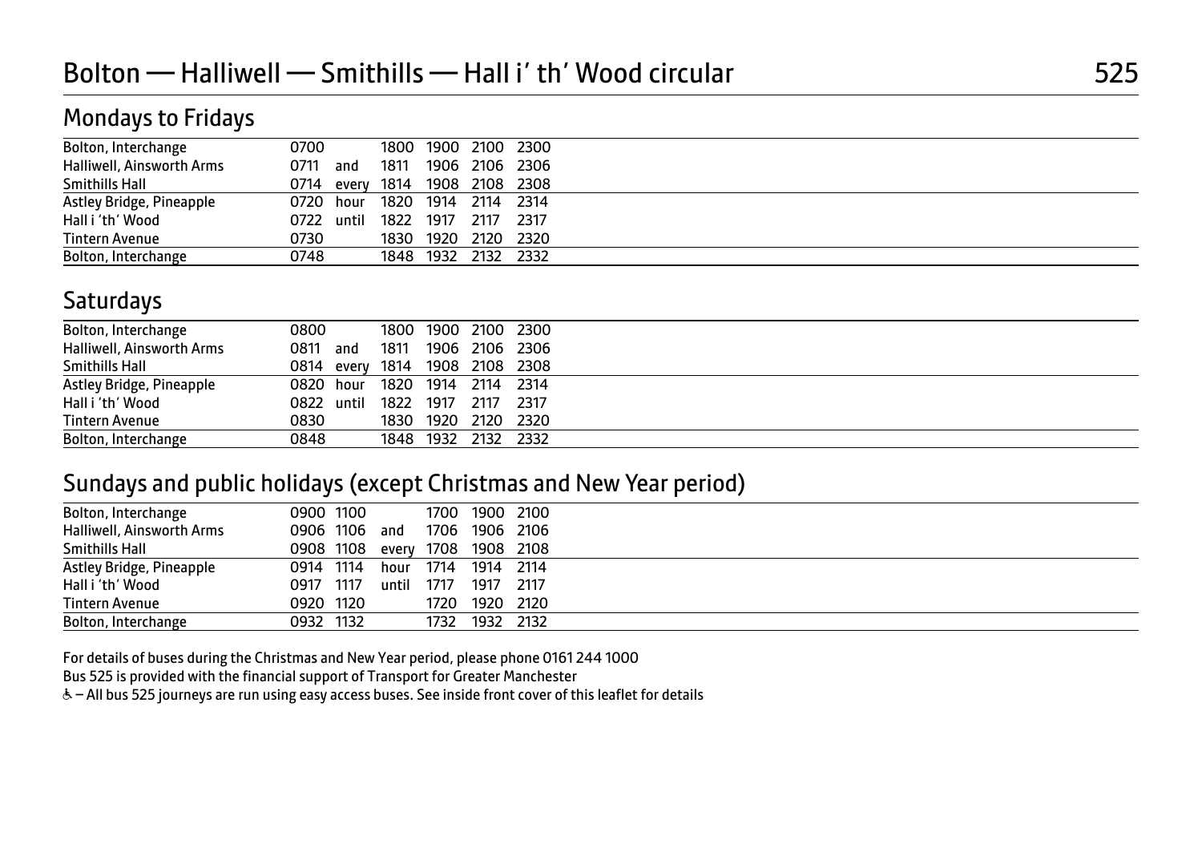# Bolton — Halliwell — Smithills — Hall i' th' Wood circular 525

## Mondays to Fridays

| | | | | | | |
|---|---|---|---|---|---|---|
| Bolton, Interchange | 0700 | | 1800 | 1900 | 2100 | 2300 |
| Halliwell, Ainsworth Arms | 0711 | and | 1811 | 1906 | 2106 | 2306 |
| Smithills Hall | 0714 | every | 1814 | 1908 | 2108 | 2308 |
| Astley Bridge, Pineapple | 0720 | hour | 1820 | 1914 | 2114 | 2314 |
| Hall i 'th' Wood | 0722 | until | 1822 | 1917 | 2117 | 2317 |
| Tintern Avenue | 0730 | | 1830 | 1920 | 2120 | 2320 |
| Bolton, Interchange | 0748 | | 1848 | 1932 | 2132 | 2332 |

## Saturdays

| | | | | | | |
|---|---|---|---|---|---|---|
| Bolton, Interchange | 0800 | | 1800 | 1900 | 2100 | 2300 |
| Halliwell, Ainsworth Arms | 0811 | and | 1811 | 1906 | 2106 | 2306 |
| Smithills Hall | 0814 | every | 1814 | 1908 | 2108 | 2308 |
| Astley Bridge, Pineapple | 0820 | hour | 1820 | 1914 | 2114 | 2314 |
| Hall i 'th' Wood | 0822 | until | 1822 | 1917 | 2117 | 2317 |
| Tintern Avenue | 0830 | | 1830 | 1920 | 2120 | 2320 |
| Bolton, Interchange | 0848 | | 1848 | 1932 | 2132 | 2332 |

## Sundays and public holidays (except Christmas and New Year period)

| | | | | | | |
|---|---|---|---|---|---|---|
| Bolton, Interchange | 0900 | 1100 | | 1700 | 1900 | 2100 |
| Halliwell, Ainsworth Arms | 0906 | 1106 | and | 1706 | 1906 | 2106 |
| Smithills Hall | 0908 | 1108 | every | 1708 | 1908 | 2108 |
| Astley Bridge, Pineapple | 0914 | 1114 | hour | 1714 | 1914 | 2114 |
| Hall i 'th' Wood | 0917 | 1117 | until | 1717 | 1917 | 2117 |
| Tintern Avenue | 0920 | 1120 | | 1720 | 1920 | 2120 |
| Bolton, Interchange | 0932 | 1132 | | 1732 | 1932 | 2132 |

For details of buses during the Christmas and New Year period, please phone 0161 244 1000

Bus 525 is provided with the financial support of Transport for Greater Manchester

♿ – All bus 525 journeys are run using easy access buses. See inside front cover of this leaflet for details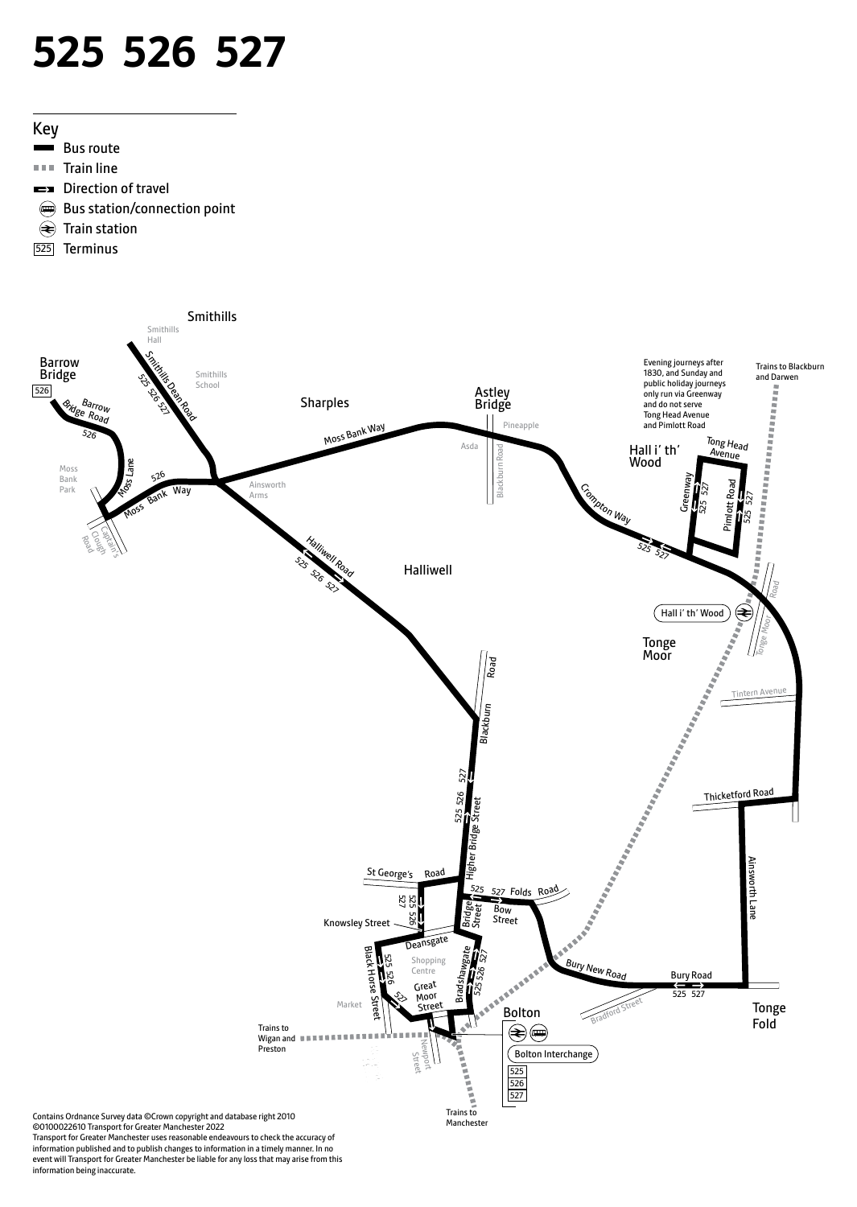# 525 526 527

## Key

- Bus route
- Train line
- Direction of travel
- Bus station/connection point
- Train station
- 525 Terminus

Evening journeys after 1830, and Sunday and public holiday journeys only run via Greenway and do not serve Tong Head Avenue and Pimlott Road

Contains Ordnance Survey data ©Crown copyright and database right 2010
©0100022610 Transport for Greater Manchester 2022
Transport for Greater Manchester uses reasonable endeavours to check the accuracy of information published and to publish changes to information in a timely manner. In no event will Transport for Greater Manchester be liable for any loss that may arise from this information being inaccurate.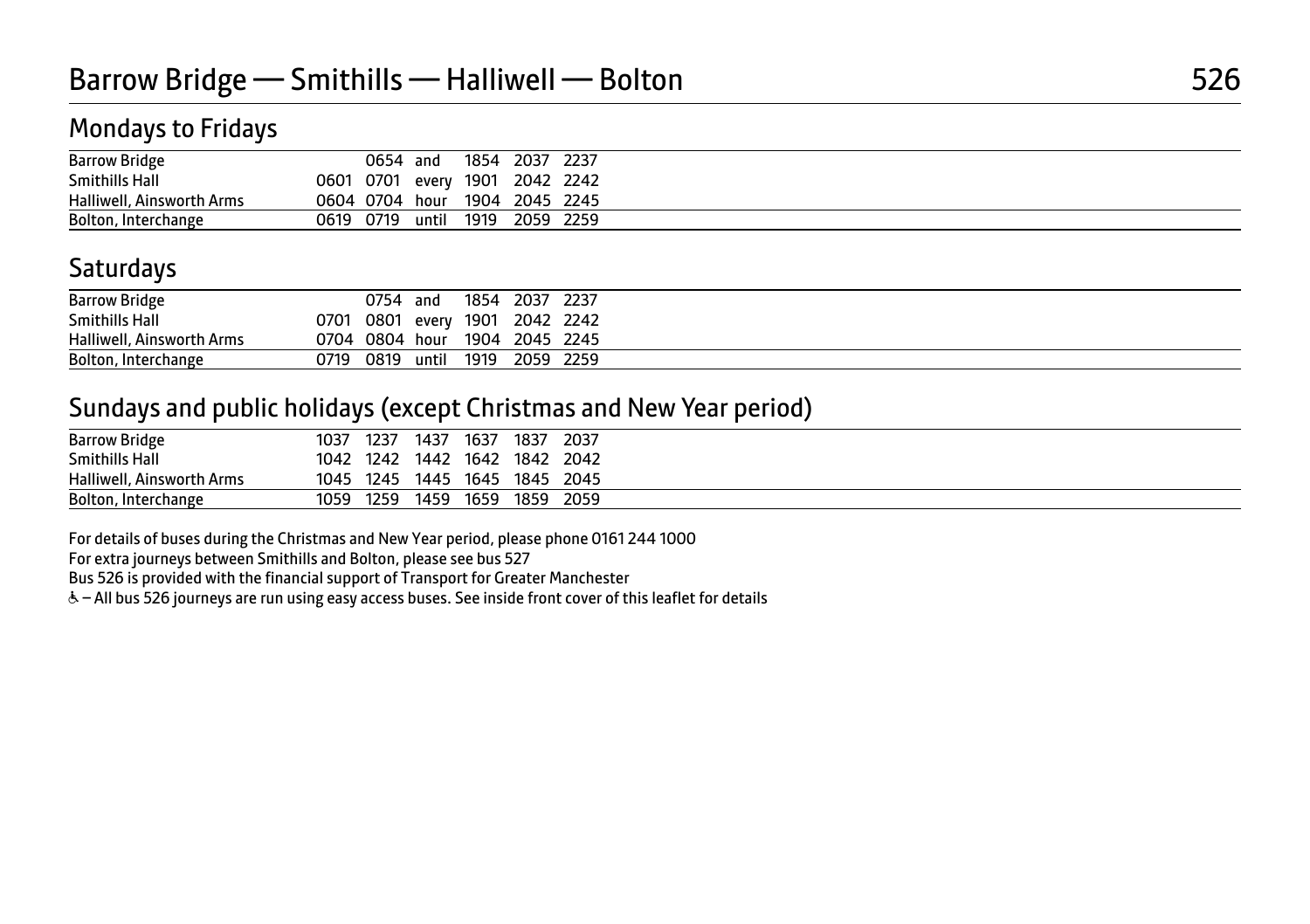# Barrow Bridge — Smithills — Halliwell — Bolton 526

## Mondays to Fridays

| | | | | | | |
|---|---|---|---|---|---|---|
| Barrow Bridge | | 0654 | and | 1854 | 2037 | 2237 |
| Smithills Hall | 0601 | 0701 | every | 1901 | 2042 | 2242 |
| Halliwell, Ainsworth Arms | 0604 | 0704 | hour | 1904 | 2045 | 2245 |
| Bolton, Interchange | 0619 | 0719 | until | 1919 | 2059 | 2259 |

## Saturdays

| | | | | | | |
|---|---|---|---|---|---|---|
| Barrow Bridge | | 0754 | and | 1854 | 2037 | 2237 |
| Smithills Hall | 0701 | 0801 | every | 1901 | 2042 | 2242 |
| Halliwell, Ainsworth Arms | 0704 | 0804 | hour | 1904 | 2045 | 2245 |
| Bolton, Interchange | 0719 | 0819 | until | 1919 | 2059 | 2259 |

## Sundays and public holidays (except Christmas and New Year period)

| | | | | | | |
|---|---|---|---|---|---|---|
| Barrow Bridge | 1037 | 1237 | 1437 | 1637 | 1837 | 2037 |
| Smithills Hall | 1042 | 1242 | 1442 | 1642 | 1842 | 2042 |
| Halliwell, Ainsworth Arms | 1045 | 1245 | 1445 | 1645 | 1845 | 2045 |
| Bolton, Interchange | 1059 | 1259 | 1459 | 1659 | 1859 | 2059 |

For details of buses during the Christmas and New Year period, please phone 0161 244 1000

For extra journeys between Smithills and Bolton, please see bus 527

Bus 526 is provided with the financial support of Transport for Greater Manchester

♿ – All bus 526 journeys are run using easy access buses. See inside front cover of this leaflet for details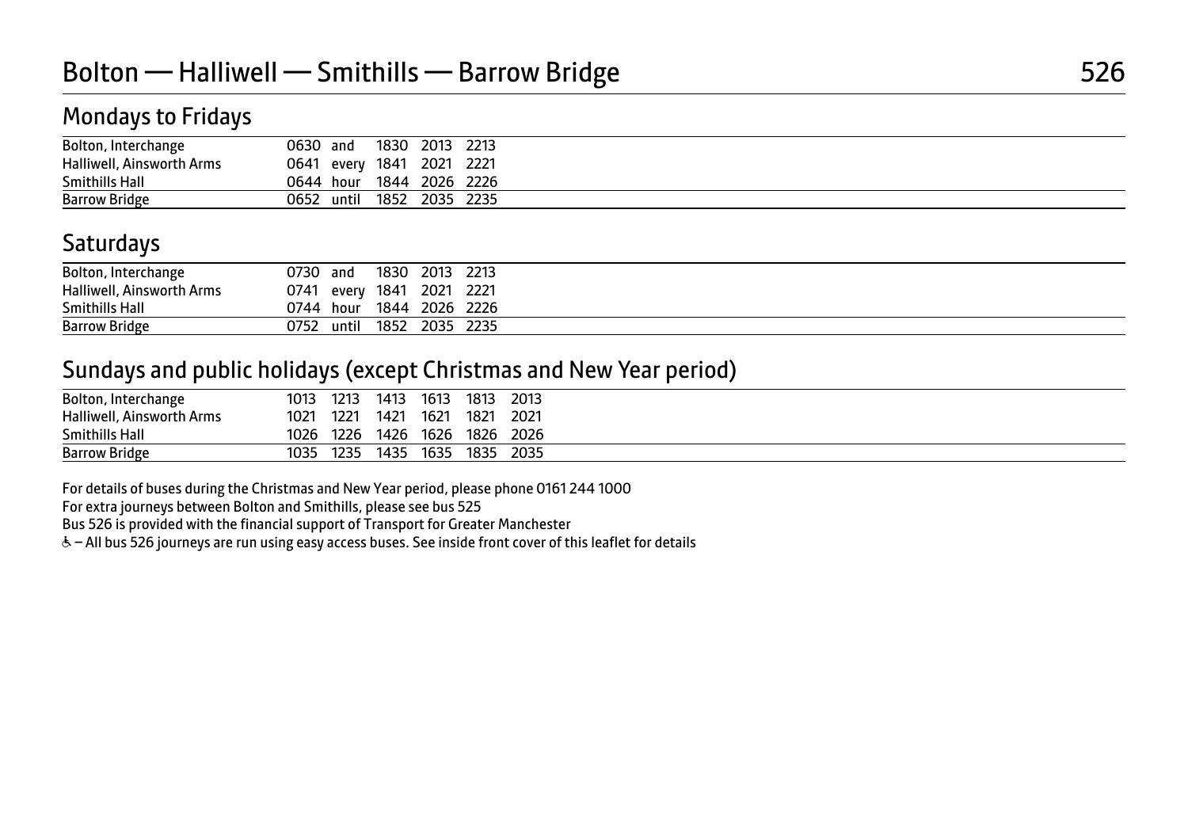# Bolton — Halliwell — Smithills — Barrow Bridge 526

## Mondays to Fridays

| | | | | | |
|---|---|---|---|---|---|
| Bolton, Interchange | 0630 | and | 1830 | 2013 | 2213 |
| Halliwell, Ainsworth Arms | 0641 | every | 1841 | 2021 | 2221 |
| Smithills Hall | 0644 | hour | 1844 | 2026 | 2226 |
| Barrow Bridge | 0652 | until | 1852 | 2035 | 2235 |

## Saturdays

| | | | | | |
|---|---|---|---|---|---|
| Bolton, Interchange | 0730 | and | 1830 | 2013 | 2213 |
| Halliwell, Ainsworth Arms | 0741 | every | 1841 | 2021 | 2221 |
| Smithills Hall | 0744 | hour | 1844 | 2026 | 2226 |
| Barrow Bridge | 0752 | until | 1852 | 2035 | 2235 |

## Sundays and public holidays (except Christmas and New Year period)

| | | | | | | |
|---|---|---|---|---|---|---|
| Bolton, Interchange | 1013 | 1213 | 1413 | 1613 | 1813 | 2013 |
| Halliwell, Ainsworth Arms | 1021 | 1221 | 1421 | 1621 | 1821 | 2021 |
| Smithills Hall | 1026 | 1226 | 1426 | 1626 | 1826 | 2026 |
| Barrow Bridge | 1035 | 1235 | 1435 | 1635 | 1835 | 2035 |

For details of buses during the Christmas and New Year period, please phone 0161 244 1000

For extra journeys between Bolton and Smithills, please see bus 525

Bus 526 is provided with the financial support of Transport for Greater Manchester

♿ – All bus 526 journeys are run using easy access buses. See inside front cover of this leaflet for details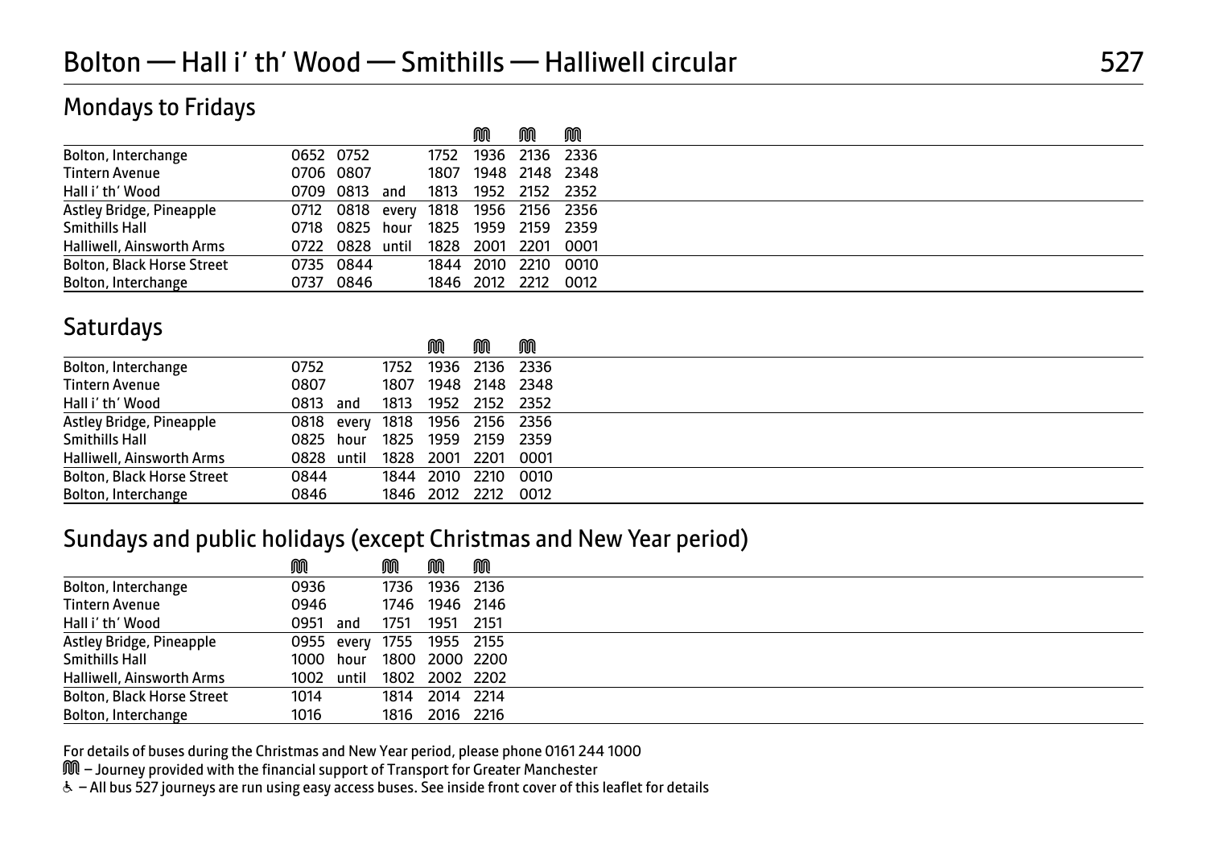# Bolton — Hall i' th' Wood — Smithills — Halliwell circular 527

## Mondays to Fridays

| | | | | | M | M | M |
|---|---|---|---|---|---|---|---|
| Bolton, Interchange | 0652 | 0752 | | 1752 | 1936 | 2136 | 2336 |
| Tintern Avenue | 0706 | 0807 | | 1807 | 1948 | 2148 | 2348 |
| Hall i' th' Wood | 0709 | 0813 | and | 1813 | 1952 | 2152 | 2352 |
| Astley Bridge, Pineapple | 0712 | 0818 | every | 1818 | 1956 | 2156 | 2356 |
| Smithills Hall | 0718 | 0825 | hour | 1825 | 1959 | 2159 | 2359 |
| Halliwell, Ainsworth Arms | 0722 | 0828 | until | 1828 | 2001 | 2201 | 0001 |
| Bolton, Black Horse Street | 0735 | 0844 | | 1844 | 2010 | 2210 | 0010 |
| Bolton, Interchange | 0737 | 0846 | | 1846 | 2012 | 2212 | 0012 |

## Saturdays

| | | | | M | M | M |
|---|---|---|---|---|---|---|
| Bolton, Interchange | 0752 | | 1752 | 1936 | 2136 | 2336 |
| Tintern Avenue | 0807 | | 1807 | 1948 | 2148 | 2348 |
| Hall i' th' Wood | 0813 | and | 1813 | 1952 | 2152 | 2352 |
| Astley Bridge, Pineapple | 0818 | every | 1818 | 1956 | 2156 | 2356 |
| Smithills Hall | 0825 | hour | 1825 | 1959 | 2159 | 2359 |
| Halliwell, Ainsworth Arms | 0828 | until | 1828 | 2001 | 2201 | 0001 |
| Bolton, Black Horse Street | 0844 | | 1844 | 2010 | 2210 | 0010 |
| Bolton, Interchange | 0846 | | 1846 | 2012 | 2212 | 0012 |

## Sundays and public holidays (except Christmas and New Year period)

| | M | | M | M | M |
|---|---|---|---|---|---|
| Bolton, Interchange | 0936 | | 1736 | 1936 | 2136 |
| Tintern Avenue | 0946 | | 1746 | 1946 | 2146 |
| Hall i' th' Wood | 0951 | and | 1751 | 1951 | 2151 |
| Astley Bridge, Pineapple | 0955 | every | 1755 | 1955 | 2155 |
| Smithills Hall | 1000 | hour | 1800 | 2000 | 2200 |
| Halliwell, Ainsworth Arms | 1002 | until | 1802 | 2002 | 2202 |
| Bolton, Black Horse Street | 1014 | | 1814 | 2014 | 2214 |
| Bolton, Interchange | 1016 | | 1816 | 2016 | 2216 |

For details of buses during the Christmas and New Year period, please phone 0161 244 1000

M – Journey provided with the financial support of Transport for Greater Manchester

♿ – All bus 527 journeys are run using easy access buses. See inside front cover of this leaflet for details